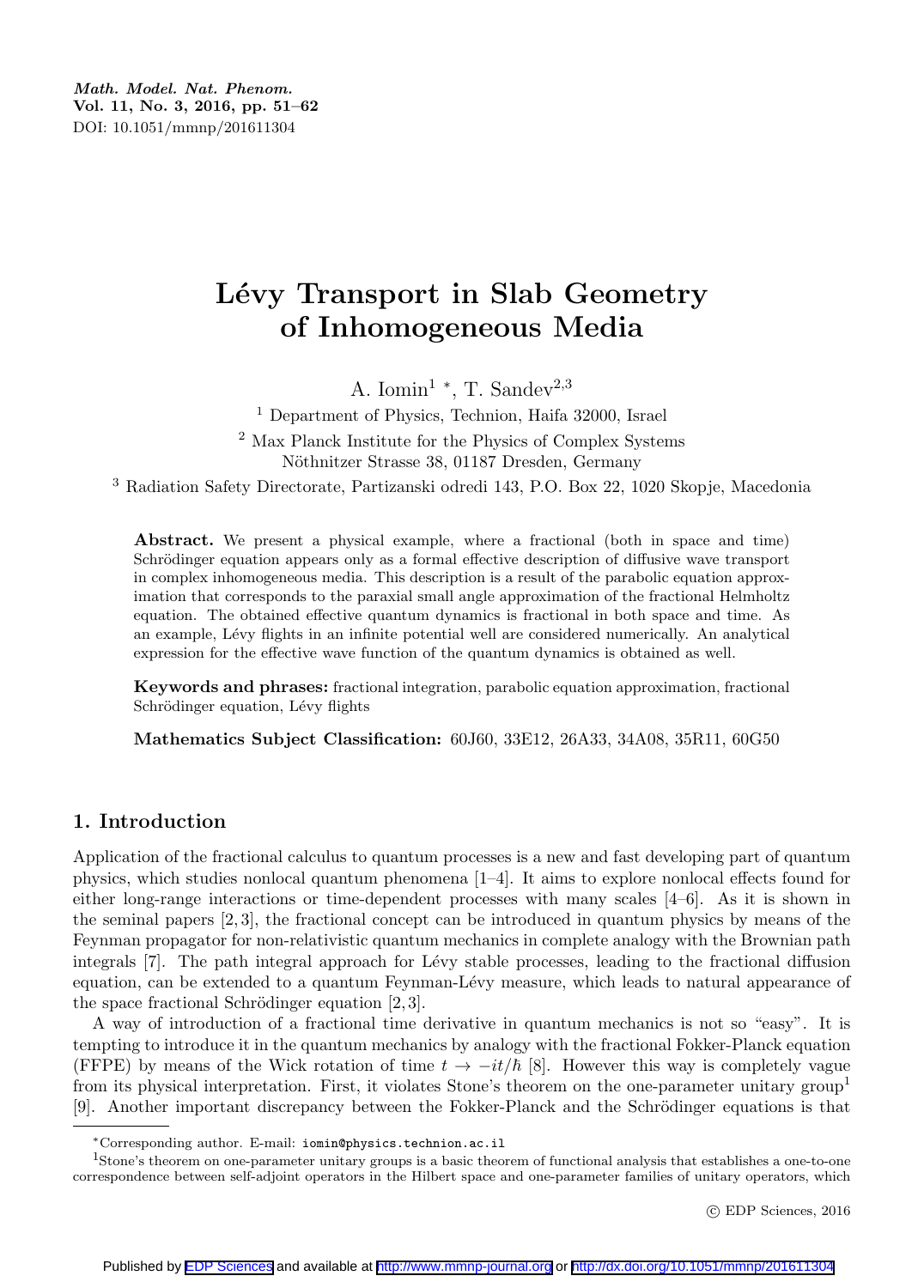# Lévy Transport in Slab Geometry of Inhomogeneous Media

A. Iomin[1] *, T. Sandev[2,3]

[1] Department of Physics, Technion, Haifa 32000, Israel

[2] Max Planck Institute for the Physics of Complex Systems Nöthnitzer Strasse 38, 01187 Dresden, Germany

[3] Radiation Safety Directorate, Partizanski odredi 143, P.O. Box 22, 1020 Skopje, Macedonia

**Abstract.** We present a physical example, where a fractional (both in space and time) Schrödinger equation appears only as a formal effective description of diffusive wave transport in complex inhomogeneous media. This description is a result of the parabolic equation approximation that corresponds to the paraxial small angle approximation of the fractional Helmholtz equation. The obtained effective quantum dynamics is fractional in both space and time. As an example, Lévy flights in an infinite potential well are considered numerically. An analytical expression for the effective wave function of the quantum dynamics is obtained as well.

**Keywords and phrases:** fractional integration, parabolic equation approximation, fractional Schrödinger equation, Lévy flights

**Mathematics Subject Classification:** 60J60, 33E12, 26A33, 34A08, 35R11, 60G50

## 1. Introduction

Application of the fractional calculus to quantum processes is a new and fast developing part of quantum physics, which studies nonlocal quantum phenomena [1–4]. It aims to explore nonlocal effects found for either long-range interactions or time-dependent processes with many scales [4–6]. As it is shown in the seminal papers [2, 3], the fractional concept can be introduced in quantum physics by means of the Feynman propagator for non-relativistic quantum mechanics in complete analogy with the Brownian path integrals [7]. The path integral approach for Lévy stable processes, leading to the fractional diffusion equation, can be extended to a quantum Feynman-Lévy measure, which leads to natural appearance of the space fractional Schrödinger equation [2, 3].

A way of introduction of a fractional time derivative in quantum mechanics is not so "easy". It is tempting to introduce it in the quantum mechanics by analogy with the fractional Fokker-Planck equation (FFPE) by means of the Wick rotation of time $t \to -it/\hbar$ [8]. However this way is completely vague from its physical interpretation. First, it violates Stone's theorem on the one-parameter unitary group[1] [9]. Another important discrepancy between the Fokker-Planck and the Schrödinger equations is that

*Corresponding author. E-mail: iomin@physics.technion.ac.il

[1]Stone's theorem on one-parameter unitary groups is a basic theorem of functional analysis that establishes a one-to-one correspondence between self-adjoint operators in the Hilbert space and one-parameter families of unitary operators, which

© EDP Sciences, 2016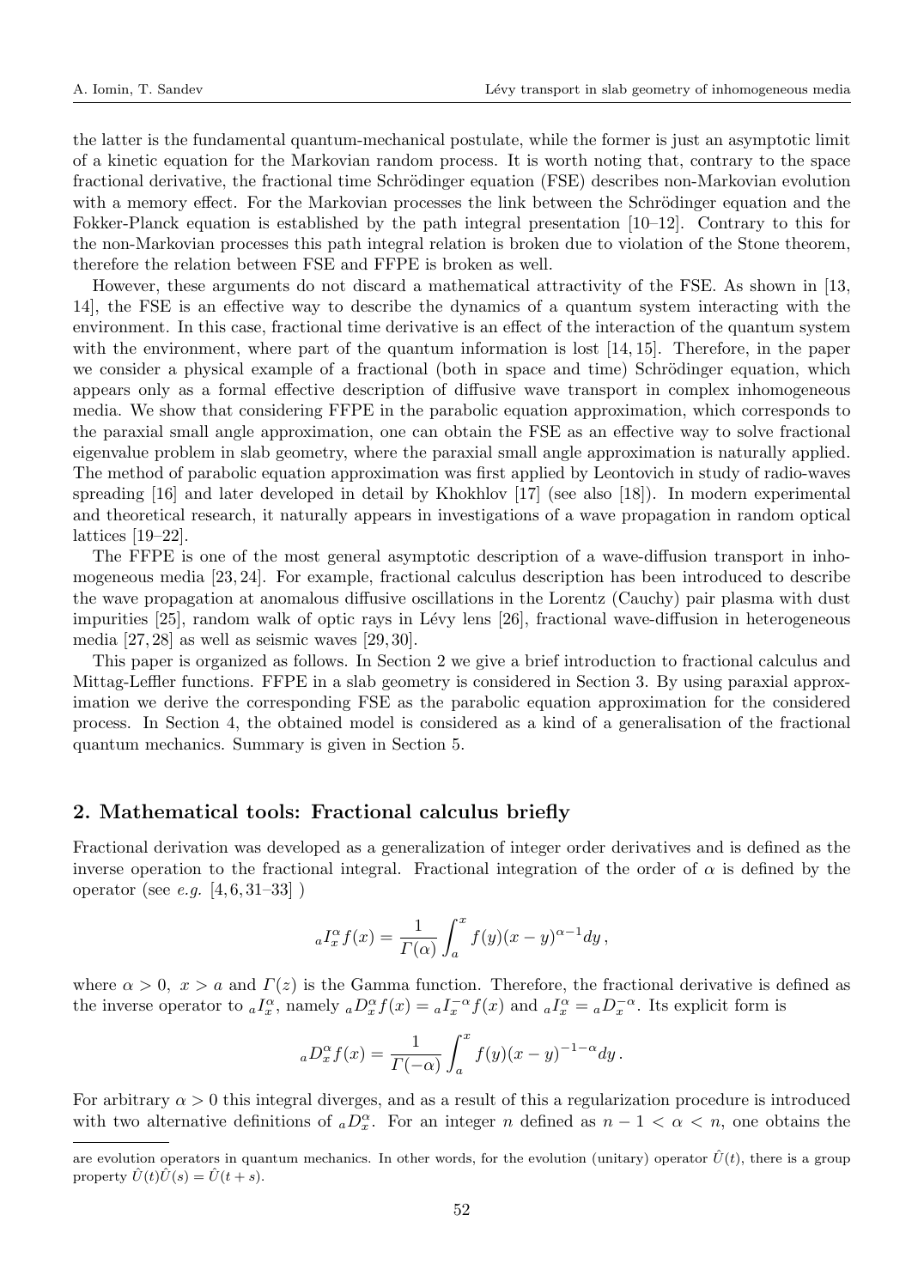the latter is the fundamental quantum-mechanical postulate, while the former is just an asymptotic limit of a kinetic equation for the Markovian random process. It is worth noting that, contrary to the space fractional derivative, the fractional time Schrödinger equation (FSE) describes non-Markovian evolution with a memory effect. For the Markovian processes the link between the Schrödinger equation and the Fokker-Planck equation is established by the path integral presentation [10–12]. Contrary to this for the non-Markovian processes this path integral relation is broken due to violation of the Stone theorem, therefore the relation between FSE and FFPE is broken as well.

However, these arguments do not discard a mathematical attractivity of the FSE. As shown in [13, 14], the FSE is an effective way to describe the dynamics of a quantum system interacting with the environment. In this case, fractional time derivative is an effect of the interaction of the quantum system with the environment, where part of the quantum information is lost [14, 15]. Therefore, in the paper we consider a physical example of a fractional (both in space and time) Schrödinger equation, which appears only as a formal effective description of diffusive wave transport in complex inhomogeneous media. We show that considering FFPE in the parabolic equation approximation, which corresponds to the paraxial small angle approximation, one can obtain the FSE as an effective way to solve fractional eigenvalue problem in slab geometry, where the paraxial small angle approximation is naturally applied. The method of parabolic equation approximation was first applied by Leontovich in study of radio-waves spreading [16] and later developed in detail by Khokhlov [17] (see also [18]). In modern experimental and theoretical research, it naturally appears in investigations of a wave propagation in random optical lattices [19–22].

The FFPE is one of the most general asymptotic description of a wave-diffusion transport in inhomogeneous media [23, 24]. For example, fractional calculus description has been introduced to describe the wave propagation at anomalous diffusive oscillations in the Lorentz (Cauchy) pair plasma with dust impurities [25], random walk of optic rays in Lévy lens [26], fractional wave-diffusion in heterogeneous media [27, 28] as well as seismic waves [29, 30].

This paper is organized as follows. In Section 2 we give a brief introduction to fractional calculus and Mittag-Leffler functions. FFPE in a slab geometry is considered in Section 3. By using paraxial approximation we derive the corresponding FSE as the parabolic equation approximation for the considered process. In Section 4, the obtained model is considered as a kind of a generalisation of the fractional quantum mechanics. Summary is given in Section 5.

## 2. Mathematical tools: Fractional calculus briefly

Fractional derivation was developed as a generalization of integer order derivatives and is defined as the inverse operation to the fractional integral. Fractional integration of the order of $\alpha$ is defined by the operator (see *e.g.* [4, 6, 31–33] )

$$
{}_aI_x^{\alpha} f(x) = \frac{1}{\Gamma(\alpha)} \int_a^x f(y)(x-y)^{\alpha-1} dy \,,
$$

where $\alpha > 0$, $x > a$ and $\Gamma(z)$ is the Gamma function. Therefore, the fractional derivative is defined as the inverse operator to ${}_aI_x^{\alpha}$, namely ${}_aD_x^{\alpha} f(x) = {}_aI_x^{-\alpha} f(x)$ and ${}_aI_x^{\alpha} = {}_aD_x^{-\alpha}$. Its explicit form is

$$
{}_aD_x^{\alpha} f(x) = \frac{1}{\Gamma(-\alpha)} \int_a^x f(y)(x-y)^{-1-\alpha} dy \,.
$$

For arbitrary $\alpha > 0$ this integral diverges, and as a result of this a regularization procedure is introduced with two alternative definitions of ${}_aD_x^{\alpha}$. For an integer $n$ defined as $n-1 < \alpha < n$, one obtains the

are evolution operators in quantum mechanics. In other words, for the evolution (unitary) operator $\hat{U}(t)$, there is a group property $\hat{U}(t)\hat{U}(s) = \hat{U}(t+s)$.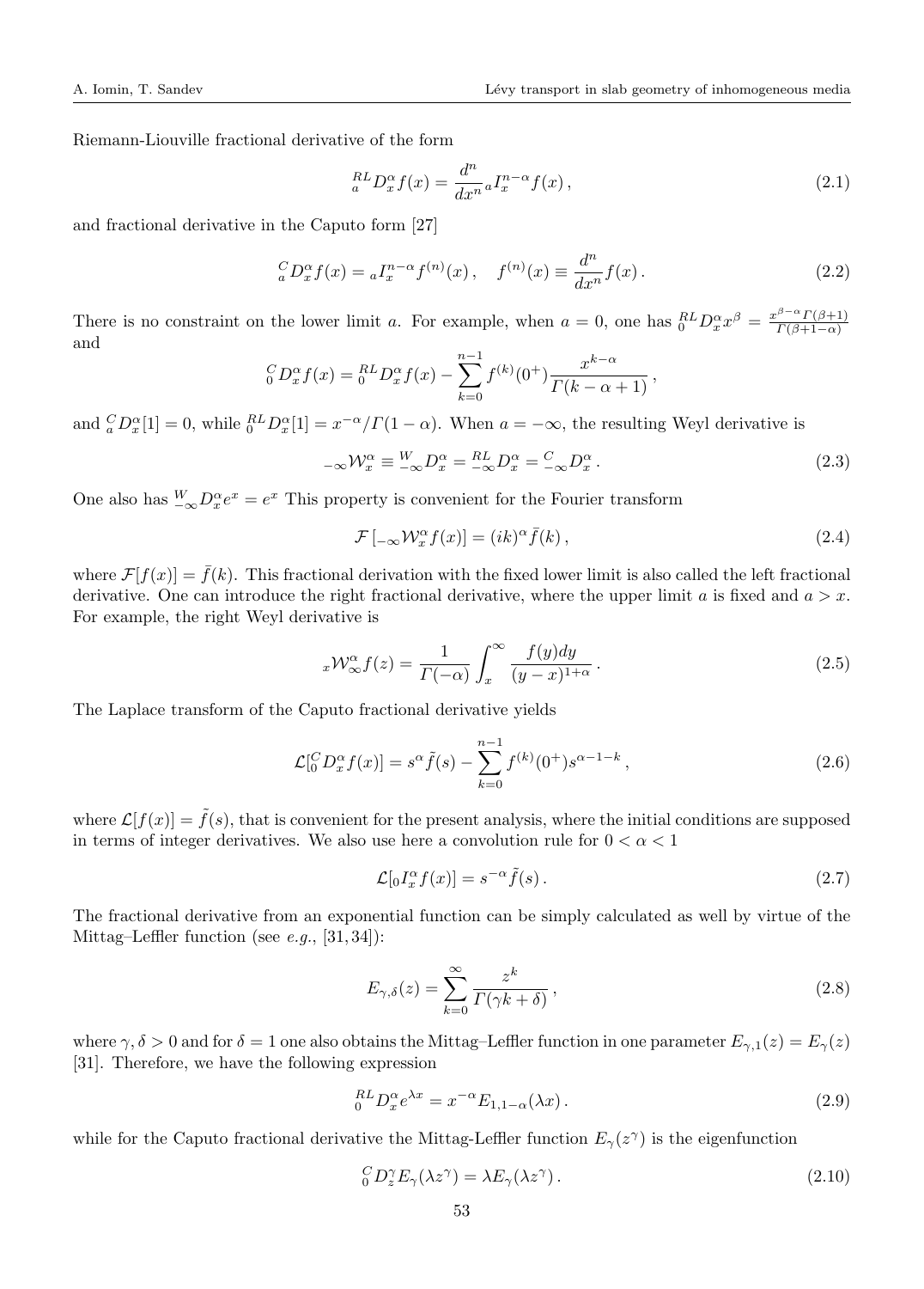Riemann-Liouville fractional derivative of the form

$$
{}_{a}^{RL}D_x^{\alpha} f(x) = \frac{d^n}{dx^n} {}_{a}I_x^{n-\alpha} f(x) \,, \tag{2.1}
$$

and fractional derivative in the Caputo form [27]

$$
{}_{a}^{C}D_x^{\alpha} f(x) = {}_{a}I_x^{n-\alpha} f^{(n)}(x) \,, \quad f^{(n)}(x) \equiv \frac{d^n}{dx^n} f(x) \,. \tag{2.2}
$$

There is no constraint on the lower limit $a$. For example, when $a = 0$, one has ${}_{0}^{RL}D_x^{\alpha} x^{\beta} = \frac{x^{\beta-\alpha}\Gamma(\beta+1)}{\Gamma(\beta+1-\alpha)}$ and

$$
{}_{0}^{C}D_x^{\alpha} f(x) = {}_{0}^{RL}D_x^{\alpha} f(x) - \sum_{k=0}^{n-1} f^{(k)}(0^+) \frac{x^{k-\alpha}}{\Gamma(k-\alpha+1)} \,,
$$

and ${}_{a}^{C}D_x^{\alpha}[1] = 0$, while ${}_{0}^{RL}D_x^{\alpha}[1] = x^{-\alpha}/\Gamma(1-\alpha)$. When $a = -\infty$, the resulting Weyl derivative is

$$
{}_{-\infty}\mathcal{W}_x^{\alpha} \equiv {}_{-\infty}^{W}D_x^{\alpha} = {}_{-\infty}^{RL}D_x^{\alpha} = {}_{-\infty}^{C}D_x^{\alpha} \,. \tag{2.3}
$$

One also has ${}_{-\infty}^{W}D_x^{\alpha} e^x = e^x$ This property is convenient for the Fourier transform

$$
\mathcal{F}\left[{}_{-\infty}\mathcal{W}_x^{\alpha} f(x)\right] = (ik)^{\alpha} \bar{f}(k) \,, \tag{2.4}
$$

where $\mathcal{F}[f(x)] = \bar{f}(k)$. This fractional derivation with the fixed lower limit is also called the left fractional derivative. One can introduce the right fractional derivative, where the upper limit $a$ is fixed and $a > x$. For example, the right Weyl derivative is

$$
{}_{x}\mathcal{W}_{\infty}^{\alpha} f(z) = \frac{1}{\Gamma(-\alpha)} \int_x^{\infty} \frac{f(y)dy}{(y-x)^{1+\alpha}} \,. \tag{2.5}
$$

The Laplace transform of the Caputo fractional derivative yields

$$
\mathcal{L}[{}_{0}^{C}D_x^{\alpha} f(x)] = s^{\alpha} \tilde{f}(s) - \sum_{k=0}^{n-1} f^{(k)}(0^+) s^{\alpha-1-k} \,, \tag{2.6}
$$

where $\mathcal{L}[f(x)] = \tilde{f}(s)$, that is convenient for the present analysis, where the initial conditions are supposed in terms of integer derivatives. We also use here a convolution rule for $0 < \alpha < 1$

$$
\mathcal{L}[{}_{0}I_x^{\alpha} f(x)] = s^{-\alpha} \tilde{f}(s) \,. \tag{2.7}
$$

The fractional derivative from an exponential function can be simply calculated as well by virtue of the Mittag–Leffler function (see *e.g.*, [31, 34]):

$$
E_{\gamma,\delta}(z) = \sum_{k=0}^{\infty} \frac{z^k}{\Gamma(\gamma k + \delta)} \,, \tag{2.8}
$$

where $\gamma, \delta > 0$ and for $\delta = 1$ one also obtains the Mittag–Leffler function in one parameter $E_{\gamma,1}(z) = E_{\gamma}(z)$ [31]. Therefore, we have the following expression

$$
{}_{0}^{RL}D_x^{\alpha} e^{\lambda x} = x^{-\alpha} E_{1,1-\alpha}(\lambda x) \,. \tag{2.9}
$$

while for the Caputo fractional derivative the Mittag-Leffler function $E_{\gamma}(z^{\gamma})$ is the eigenfunction

$$
{}_{0}^{C}D_z^{\gamma} E_{\gamma}(\lambda z^{\gamma}) = \lambda E_{\gamma}(\lambda z^{\gamma}) \,. \tag{2.10}
$$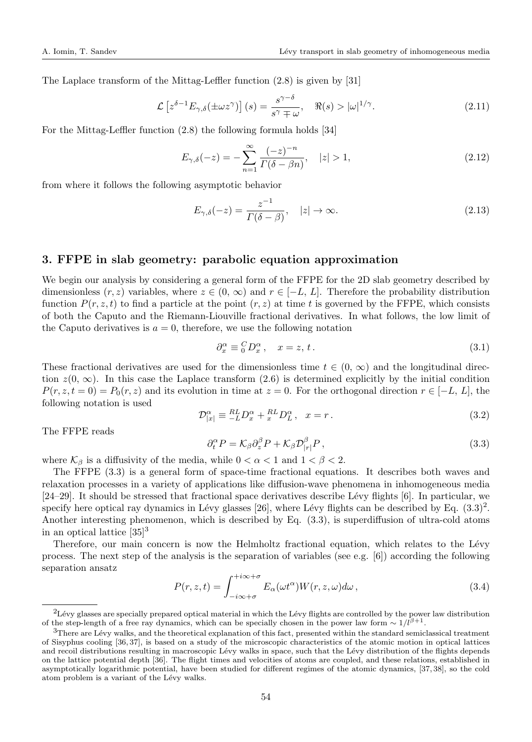The Laplace transform of the Mittag-Leffler function (2.8) is given by [31]

$$\mathcal{L}\left[z^{\delta-1}E_{\gamma,\delta}(\pm\omega z^{\gamma})\right](s) = \frac{s^{\gamma-\delta}}{s^{\gamma}\mp\omega}, \quad \Re(s) > |\omega|^{1/\gamma}. \tag{2.11}$$

For the Mittag-Leffler function (2.8) the following formula holds [34]

$$E_{\gamma,\delta}(-z) = -\sum_{n=1}^{\infty}\frac{(-z)^{-n}}{\Gamma(\delta-\beta n)}, \quad |z|>1, \tag{2.12}$$

from where it follows the following asymptotic behavior

$$E_{\gamma,\delta}(-z) = \frac{z^{-1}}{\Gamma(\delta-\beta)}, \quad |z|\to\infty. \tag{2.13}$$

## 3. FFPE in slab geometry: parabolic equation approximation

We begin our analysis by considering a general form of the FFPE for the 2D slab geometry described by dimensionless $(r, z)$ variables, where $z \in (0, \infty)$ and $r \in [-L, L]$. Therefore the probability distribution function $P(r, z, t)$ to find a particle at the point $(r, z)$ at time $t$ is governed by the FFPE, which consists of both the Caputo and the Riemann-Liouville fractional derivatives. In what follows, the low limit of the Caputo derivatives is $a = 0$, therefore, we use the following notation

$$\partial_x^{\alpha} \equiv {}_{0}^{C}D_x^{\alpha}, \quad x = z,\, t\,. \tag{3.1}$$

These fractional derivatives are used for the dimensionless time $t \in (0, \infty)$ and the longitudinal direction $z(0, \infty)$. In this case the Laplace transform (2.6) is determined explicitly by the initial condition $P(r, z, t = 0) = P_0(r, z)$ and its evolution in time at $z = 0$. For the orthogonal direction $r \in [-L, L]$, the following notation is used

$$\mathcal{D}_{|x|}^{\alpha} \equiv {}_{-L}^{RL}D_x^{\alpha} + {}_{x}^{RL}D_L^{\alpha}\,, \quad x = r\,. \tag{3.2}$$

The FFPE reads

$$\partial_t^{\alpha}P = \mathcal{K}_{\beta}\partial_z^{\beta}P + \mathcal{K}_{\beta}\mathcal{D}_{|r|}^{\beta}P\,, \tag{3.3}$$

where $\mathcal{K}_{\beta}$ is a diffusivity of the media, while $0 < \alpha < 1$ and $1 < \beta < 2$.

The FFPE (3.3) is a general form of space-time fractional equations. It describes both waves and relaxation processes in a variety of applications like diffusion-wave phenomena in inhomogeneous media [24–29]. It should be stressed that fractional space derivatives describe Lévy flights [6]. In particular, we specify here optical ray dynamics in Lévy glasses [26], where Lévy flights can be described by Eq. (3.3)[2]. Another interesting phenomenon, which is described by Eq. (3.3), is superdiffusion of ultra-cold atoms in an optical lattice [35][3]

Therefore, our main concern is now the Helmholtz fractional equation, which relates to the Lévy process. The next step of the analysis is the separation of variables (see e.g. [6]) according the following separation ansatz

$$P(r, z, t) = \int_{-i\infty+\sigma}^{+i\infty+\sigma} E_{\alpha}(\omega t^{\alpha})W(r, z, \omega)d\omega\,, \tag{3.4}$$

---

[2] Lévy glasses are specially prepared optical material in which the Lévy flights are controlled by the power law distribution of the step-length of a free ray dynamics, which can be specially chosen in the power law form $\sim 1/l^{\beta+1}$.

[3] There are Lévy walks, and the theoretical explanation of this fact, presented within the standard semiclassical treatment of Sisyphus cooling [36, 37], is based on a study of the microscopic characteristics of the atomic motion in optical lattices and recoil distributions resulting in macroscopic Lévy walks in space, such that the Lévy distribution of the flights depends on the lattice potential depth [36]. The flight times and velocities of atoms are coupled, and these relations, established in asymptotically logarithmic potential, have been studied for different regimes of the atomic dynamics, [37, 38], so the cold atom problem is a variant of the Lévy walks.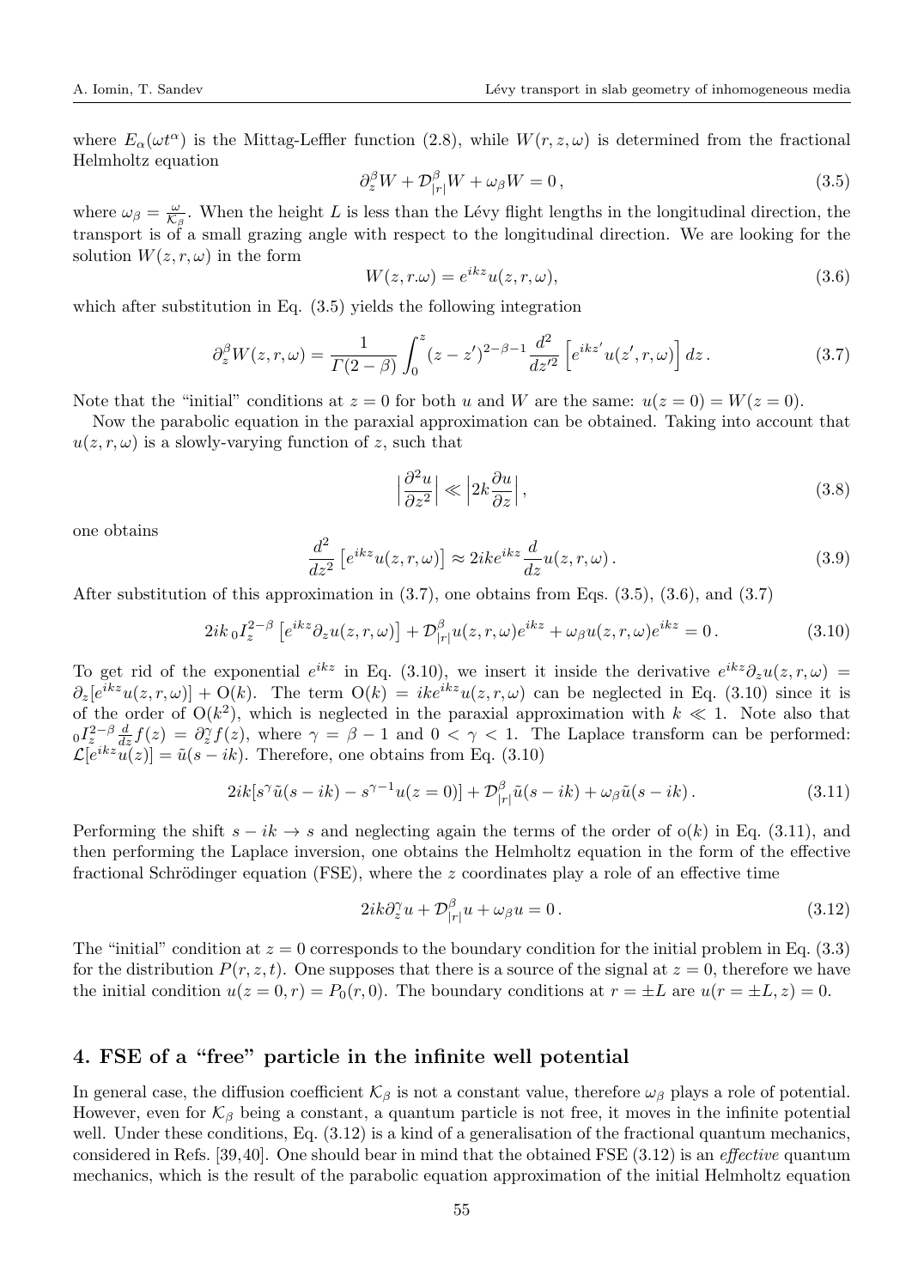where $E_\alpha(\omega t^\alpha)$ is the Mittag-Leffler function (2.8), while $W(r,z,\omega)$ is determined from the fractional Helmholtz equation

$$\partial_z^\beta W + \mathcal{D}_{|r|}^\beta W + \omega_\beta W = 0\,, \tag{3.5}$$

where $\omega_\beta = \frac{\omega}{\mathcal{K}_\beta}$. When the height $L$ is less than the Lévy flight lengths in the longitudinal direction, the transport is of a small grazing angle with respect to the longitudinal direction. We are looking for the solution $W(z,r,\omega)$ in the form

$$W(z,r.\omega) = e^{ikz}u(z,r,\omega), \tag{3.6}$$

which after substitution in Eq. (3.5) yields the following integration

$$\partial_z^\beta W(z,r,\omega) = \frac{1}{\Gamma(2-\beta)}\int_0^z (z-z')^{2-\beta-1}\frac{d^2}{dz'^2}\left[e^{ikz'}u(z',r,\omega)\right]dz\,. \tag{3.7}$$

Note that the "initial" conditions at $z=0$ for both $u$ and $W$ are the same: $u(z=0)=W(z=0)$.

Now the parabolic equation in the paraxial approximation can be obtained. Taking into account that $u(z,r,\omega)$ is a slowly-varying function of $z$, such that

$$\left|\frac{\partial^2 u}{\partial z^2}\right| \ll \left|2k\frac{\partial u}{\partial z}\right|, \tag{3.8}$$

one obtains

$$\frac{d^2}{dz^2}\left[e^{ikz}u(z,r,\omega)\right] \approx 2ike^{ikz}\frac{d}{dz}u(z,r,\omega)\,. \tag{3.9}$$

After substitution of this approximation in (3.7), one obtains from Eqs. (3.5), (3.6), and (3.7)

$$2ik\,{}_0I_z^{2-\beta}\left[e^{ikz}\partial_z u(z,r,\omega)\right] + \mathcal{D}_{|r|}^\beta u(z,r,\omega)e^{ikz} + \omega_\beta u(z,r,\omega)e^{ikz} = 0\,. \tag{3.10}$$

To get rid of the exponential $e^{ikz}$ in Eq. (3.10), we insert it inside the derivative $e^{ikz}\partial_z u(z,r,\omega) = \partial_z[e^{ikz}u(z,r,\omega)] + \mathrm{O}(k)$. The term $\mathrm{O}(k) = ike^{ikz}u(z,r,\omega)$ can be neglected in Eq. (3.10) since it is of the order of $\mathrm{O}(k^2)$, which is neglected in the paraxial approximation with $k \ll 1$. Note also that ${}_0I_z^{2-\beta}\frac{d}{dz}f(z) = \partial_z^\gamma f(z)$, where $\gamma = \beta - 1$ and $0 < \gamma < 1$. The Laplace transform can be performed: $\mathcal{L}[e^{ikz}u(z)] = \tilde{u}(s-ik)$. Therefore, one obtains from Eq. (3.10)

$$2ik[s^\gamma\tilde{u}(s-ik) - s^{\gamma-1}u(z=0)] + \mathcal{D}_{|r|}^\beta\tilde{u}(s-ik) + \omega_\beta\tilde{u}(s-ik)\,. \tag{3.11}$$

Performing the shift $s - ik \to s$ and neglecting again the terms of the order of $\mathrm{o}(k)$ in Eq. (3.11), and then performing the Laplace inversion, one obtains the Helmholtz equation in the form of the effective fractional Schrödinger equation (FSE), where the $z$ coordinates play a role of an effective time

$$2ik\partial_z^\gamma u + \mathcal{D}_{|r|}^\beta u + \omega_\beta u = 0\,. \tag{3.12}$$

The "initial" condition at $z=0$ corresponds to the boundary condition for the initial problem in Eq. (3.3) for the distribution $P(r,z,t)$. One supposes that there is a source of the signal at $z=0$, therefore we have the initial condition $u(z=0,r) = P_0(r,0)$. The boundary conditions at $r=\pm L$ are $u(r=\pm L, z)=0$.

## 4. FSE of a "free" particle in the infinite well potential

In general case, the diffusion coefficient $\mathcal{K}_\beta$ is not a constant value, therefore $\omega_\beta$ plays a role of potential. However, even for $\mathcal{K}_\beta$ being a constant, a quantum particle is not free, it moves in the infinite potential well. Under these conditions, Eq. (3.12) is a kind of a generalisation of the fractional quantum mechanics, considered in Refs. [39,40]. One should bear in mind that the obtained FSE (3.12) is an *effective* quantum mechanics, which is the result of the parabolic equation approximation of the initial Helmholtz equation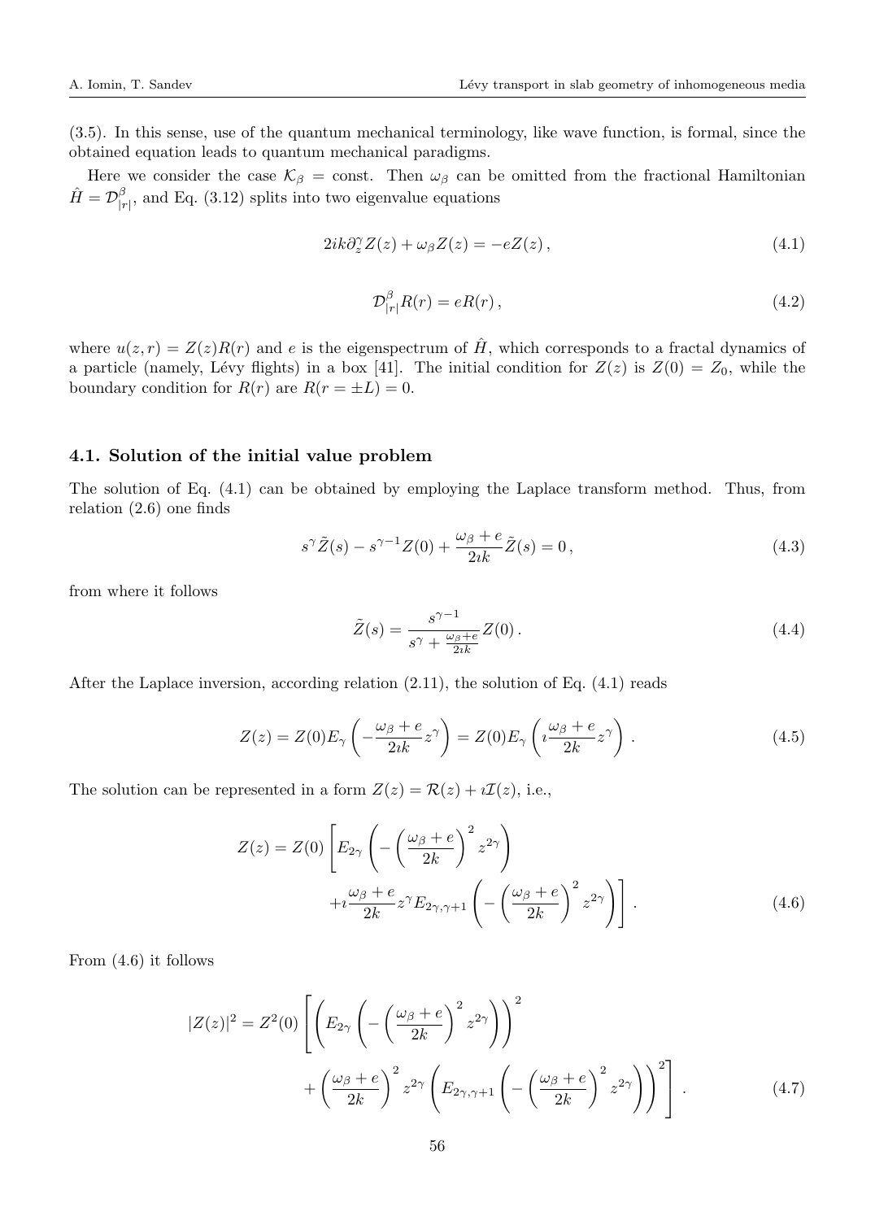(3.5). In this sense, use of the quantum mechanical terminology, like wave function, is formal, since the obtained equation leads to quantum mechanical paradigms.

Here we consider the case $\mathcal{K}_\beta = \text{const}$. Then $\omega_\beta$ can be omitted from the fractional Hamiltonian $\hat{H} = \mathcal{D}^\beta_{|r|}$, and Eq. (3.12) splits into two eigenvalue equations

$$2ik\partial_z^\gamma Z(z) + \omega_\beta Z(z) = -eZ(z)\,, \tag{4.1}$$

$$\mathcal{D}^\beta_{|r|} R(r) = eR(r)\,, \tag{4.2}$$

where $u(z,r) = Z(z)R(r)$ and $e$ is the eigenspectrum of $\hat{H}$, which corresponds to a fractal dynamics of a particle (namely, Lévy flights) in a box [41]. The initial condition for $Z(z)$ is $Z(0) = Z_0$, while the boundary condition for $R(r)$ are $R(r = \pm L) = 0$.

### 4.1. Solution of the initial value problem

The solution of Eq. (4.1) can be obtained by employing the Laplace transform method. Thus, from relation (2.6) one finds

$$s^\gamma \tilde{Z}(s) - s^{\gamma-1}Z(0) + \frac{\omega_\beta + e}{2\imath k}\tilde{Z}(s) = 0\,, \tag{4.3}$$

from where it follows

$$\tilde{Z}(s) = \frac{s^{\gamma-1}}{s^\gamma + \frac{\omega_\beta+e}{2\imath k}} Z(0)\,. \tag{4.4}$$

After the Laplace inversion, according relation (2.11), the solution of Eq. (4.1) reads

$$Z(z) = Z(0)E_\gamma\left(-\frac{\omega_\beta + e}{2\imath k}z^\gamma\right) = Z(0)E_\gamma\left(\imath\frac{\omega_\beta + e}{2k}z^\gamma\right)\,. \tag{4.5}$$

The solution can be represented in a form $Z(z) = \mathcal{R}(z) + \imath\mathcal{I}(z)$, i.e.,

$$Z(z) = Z(0)\left[E_{2\gamma}\left(-\left(\frac{\omega_\beta + e}{2k}\right)^2 z^{2\gamma}\right) + \imath\frac{\omega_\beta + e}{2k}z^\gamma E_{2\gamma,\gamma+1}\left(-\left(\frac{\omega_\beta + e}{2k}\right)^2 z^{2\gamma}\right)\right]\,. \tag{4.6}$$

From (4.6) it follows

$$|Z(z)|^2 = Z^2(0)\left[\left(E_{2\gamma}\left(-\left(\frac{\omega_\beta + e}{2k}\right)^2 z^{2\gamma}\right)\right)^2 + \left(\frac{\omega_\beta + e}{2k}\right)^2 z^{2\gamma}\left(E_{2\gamma,\gamma+1}\left(-\left(\frac{\omega_\beta + e}{2k}\right)^2 z^{2\gamma}\right)\right)^2\right]\,. \tag{4.7}$$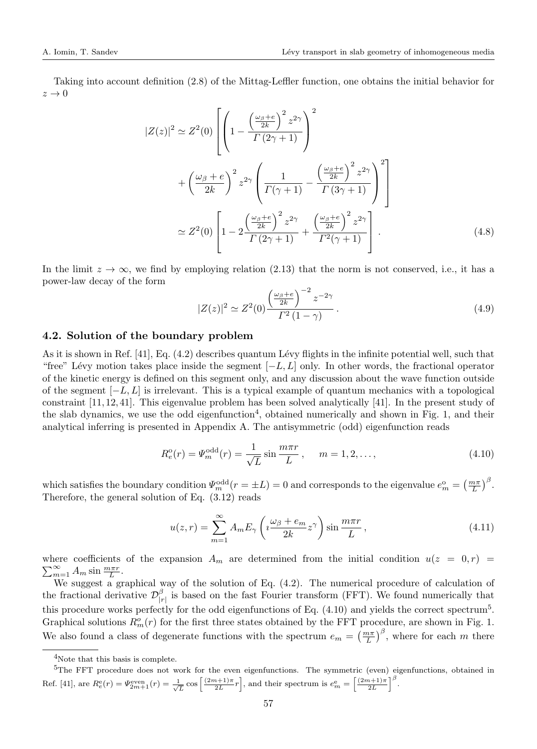Taking into account definition (2.8) of the Mittag-Leffler function, one obtains the initial behavior for $z \to 0$

$$
\begin{aligned}
|Z(z)|^2 \simeq Z^2(0) & \left[ \left( 1 - \frac{\left(\frac{\omega_\beta + e}{2k}\right)^2 z^{2\gamma}}{\Gamma(2\gamma+1)} \right)^2 \right. \\
& \left. + \left(\frac{\omega_\beta + e}{2k}\right)^2 z^{2\gamma} \left( \frac{1}{\Gamma(\gamma+1)} - \frac{\left(\frac{\omega_\beta + e}{2k}\right)^2 z^{2\gamma}}{\Gamma(3\gamma+1)} \right)^2 \right] \\
\simeq Z^2(0) & \left[ 1 - 2\frac{\left(\frac{\omega_\beta + e}{2k}\right)^2 z^{2\gamma}}{\Gamma(2\gamma+1)} + \frac{\left(\frac{\omega_\beta + e}{2k}\right)^2 z^{2\gamma}}{\Gamma^2(\gamma+1)} \right] .
\end{aligned} \tag{4.8}
$$

In the limit $z \to \infty$, we find by employing relation (2.13) that the norm is not conserved, i.e., it has a power-law decay of the form

$$
|Z(z)|^2 \simeq Z^2(0) \frac{\left(\frac{\omega_\beta + e}{2k}\right)^{-2} z^{-2\gamma}}{\Gamma^2(1-\gamma)} . \tag{4.9}
$$

### 4.2. Solution of the boundary problem

As it is shown in Ref. [41], Eq. (4.2) describes quantum Lévy flights in the infinite potential well, such that "free" Lévy motion takes place inside the segment $[-L, L]$ only. In other words, the fractional operator of the kinetic energy is defined on this segment only, and any discussion about the wave function outside of the segment $[-L, L]$ is irrelevant. This is a typical example of quantum mechanics with a topological constraint [11, 12, 41]. This eigenvalue problem has been solved analytically [41]. In the present study of the slab dynamics, we use the odd eigenfunction[4], obtained numerically and shown in Fig. 1, and their analytical inferring is presented in Appendix A. The antisymmetric (odd) eigenfunction reads

$$
R_e^{\mathrm{o}}(r) = \Psi_m^{\mathrm{odd}}(r) = \frac{1}{\sqrt{L}} \sin \frac{m\pi r}{L} , \quad m = 1, 2, \ldots , \tag{4.10}
$$

which satisfies the boundary condition $\Psi_m^{\mathrm{odd}}(r = \pm L) = 0$ and corresponds to the eigenvalue $e_m^{\mathrm{o}} = \left(\frac{m\pi}{L}\right)^\beta$. Therefore, the general solution of Eq. (3.12) reads

$$
u(z, r) = \sum_{m=1}^{\infty} A_m E_\gamma \left( \imath \frac{\omega_\beta + e_m}{2k} z^\gamma \right) \sin \frac{m\pi r}{L} , \tag{4.11}
$$

where coefficients of the expansion $A_m$ are determined from the initial condition $u(z = 0, r) = \sum_{m=1}^{\infty} A_m \sin \frac{m\pi r}{L}$.

We suggest a graphical way of the solution of Eq. (4.2). The numerical procedure of calculation of the fractional derivative $\mathcal{D}_{|r|}^\beta$ is based on the fast Fourier transform (FFT). We found numerically that this procedure works perfectly for the odd eigenfunctions of Eq. (4.10) and yields the correct spectrum[5]. Graphical solutions $R_m^o(r)$ for the first three states obtained by the FFT procedure, are shown in Fig. 1. We also found a class of degenerate functions with the spectrum $e_m = \left(\frac{m\pi}{L}\right)^\beta$, where for each $m$ there

---

[4] Note that this basis is complete.

[5] The FFT procedure does not work for the even eigenfunctions. The symmetric (even) eigenfunctions, obtained in Ref. [41], are $R_e^{\mathrm{e}}(r) = \Psi_{2m+1}^{\mathrm{even}}(r) = \frac{1}{\sqrt{L}} \cos\left[\frac{(2m+1)\pi}{2L} r\right]$, and their spectrum is $e_m^{\mathrm{e}} = \left[\frac{(2m+1)\pi}{2L}\right]^\beta$.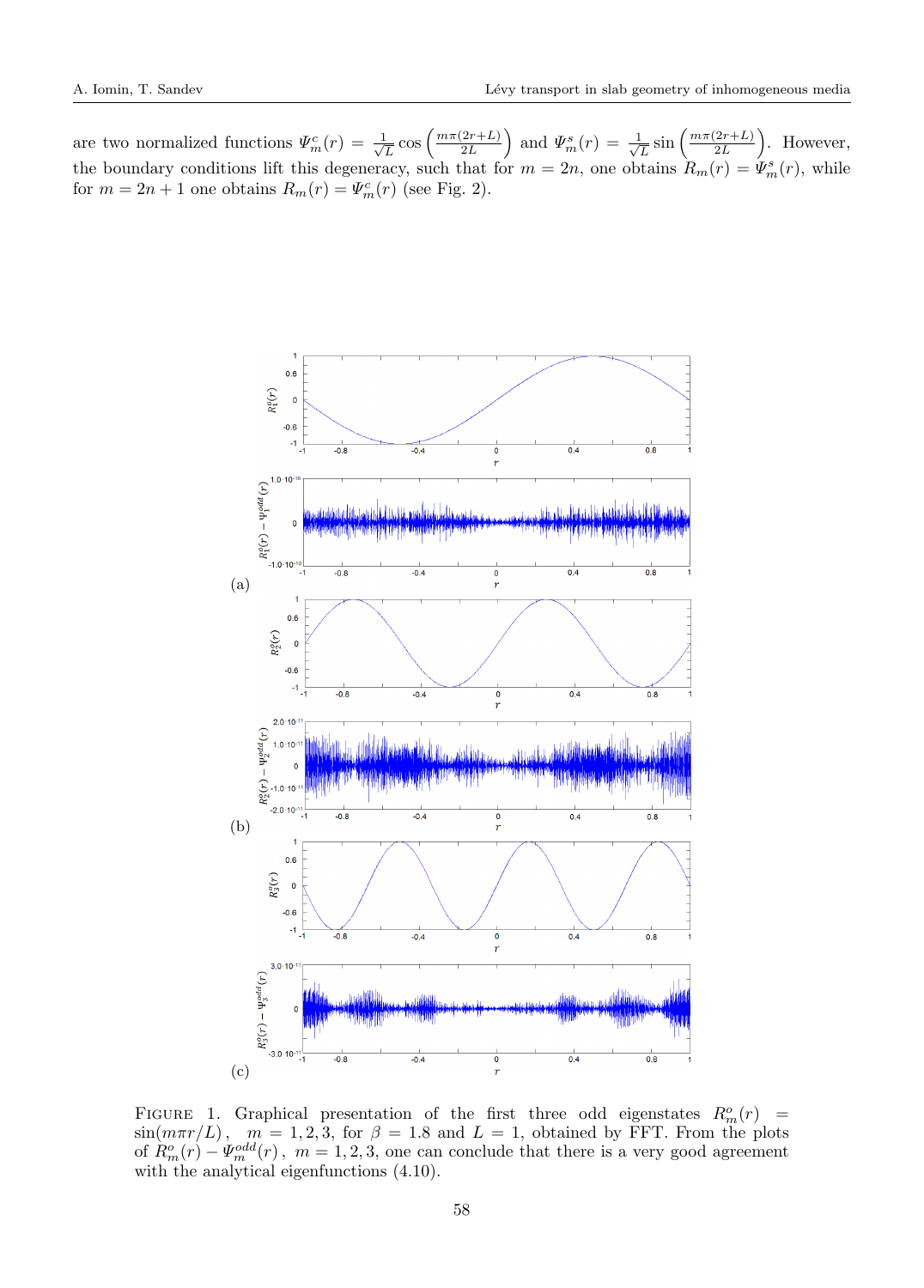are two normalized functions $\Psi_m^c(r) = \frac{1}{\sqrt{L}} \cos\left(\frac{m\pi(2r+L)}{2L}\right)$ and $\Psi_m^s(r) = \frac{1}{\sqrt{L}} \sin\left(\frac{m\pi(2r+L)}{2L}\right)$. However, the boundary conditions lift this degeneracy, such that for $m = 2n$, one obtains $R_m(r) = \Psi_m^s(r)$, while for $m = 2n+1$ one obtains $R_m(r) = \Psi_m^c(r)$ (see Fig. 2).

FIGURE 1. Graphical presentation of the first three odd eigenstates $R_m^o(r) = \sin(m\pi r/L)$, $m = 1, 2, 3$, for $\beta = 1.8$ and $L = 1$, obtained by FFT. From the plots of $R_m^o(r) - \Psi_m^{odd}(r)$, $m = 1, 2, 3$, one can conclude that there is a very good agreement with the analytical eigenfunctions (4.10).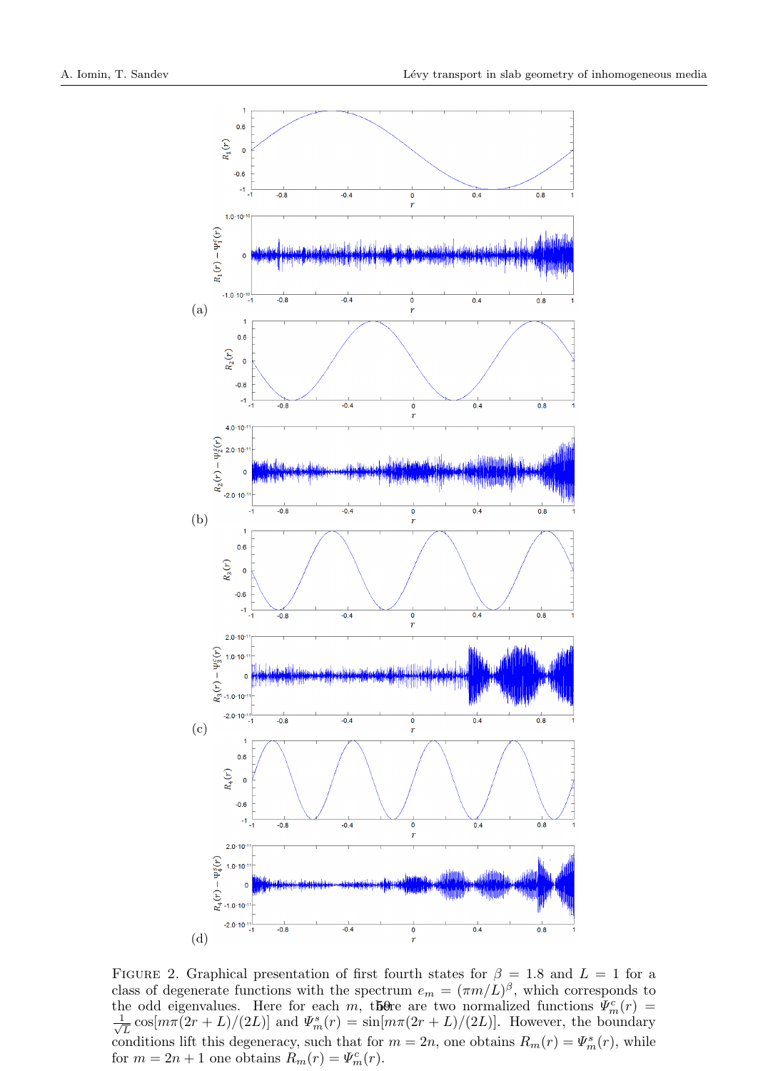FIGURE 2. Graphical presentation of first fourth states for $\beta = 1.8$ and $L = 1$ for a class of degenerate functions with the spectrum $e_m = (\pi m/L)^\beta$, which corresponds to the odd eigenvalues. Here for each $m$, there are two normalized functions $\Psi_m^c(r) = \frac{1}{\sqrt{L}}\cos[m\pi(2r+L)/(2L)]$ and $\Psi_m^s(r) = \sin[m\pi(2r+L)/(2L)]$. However, the boundary conditions lift this degeneracy, such that for $m = 2n$, one obtains $R_m(r) = \Psi_m^s(r)$, while for $m = 2n+1$ one obtains $R_m(r) = \Psi_m^c(r)$.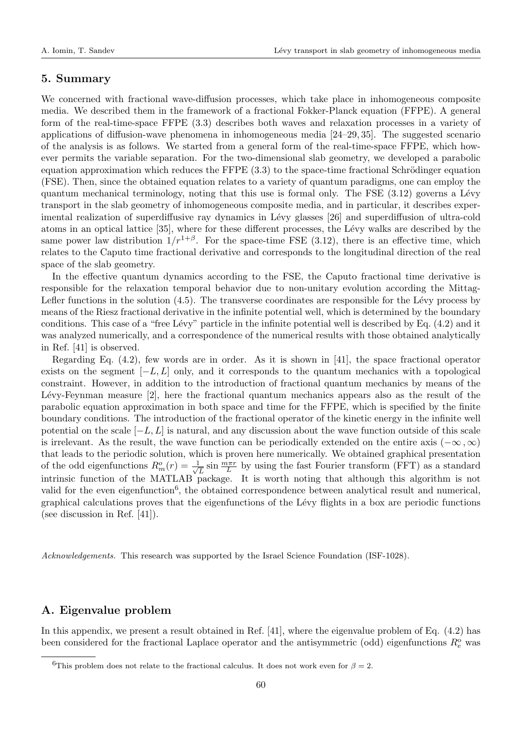## 5. Summary

We concerned with fractional wave-diffusion processes, which take place in inhomogeneous composite media. We described them in the framework of a fractional Fokker-Planck equation (FFPE). A general form of the real-time-space FFPE (3.3) describes both waves and relaxation processes in a variety of applications of diffusion-wave phenomena in inhomogeneous media [24–29, 35]. The suggested scenario of the analysis is as follows. We started from a general form of the real-time-space FFPE, which however permits the variable separation. For the two-dimensional slab geometry, we developed a parabolic equation approximation which reduces the FFPE (3.3) to the space-time fractional Schrödinger equation (FSE). Then, since the obtained equation relates to a variety of quantum paradigms, one can employ the quantum mechanical terminology, noting that this use is formal only. The FSE (3.12) governs a Lévy transport in the slab geometry of inhomogeneous composite media, and in particular, it describes experimental realization of superdiffusive ray dynamics in Lévy glasses [26] and superdiffusion of ultra-cold atoms in an optical lattice [35], where for these different processes, the Lévy walks are described by the same power law distribution $1/r^{1+\beta}$. For the space-time FSE (3.12), there is an effective time, which relates to the Caputo time fractional derivative and corresponds to the longitudinal direction of the real space of the slab geometry.

In the effective quantum dynamics according to the FSE, the Caputo fractional time derivative is responsible for the relaxation temporal behavior due to non-unitary evolution according the Mittag-Lefler functions in the solution (4.5). The transverse coordinates are responsible for the Lévy process by means of the Riesz fractional derivative in the infinite potential well, which is determined by the boundary conditions. This case of a "free Lévy" particle in the infinite potential well is described by Eq. (4.2) and it was analyzed numerically, and a correspondence of the numerical results with those obtained analytically in Ref. [41] is observed.

Regarding Eq. (4.2), few words are in order. As it is shown in [41], the space fractional operator exists on the segment $[-L, L]$ only, and it corresponds to the quantum mechanics with a topological constraint. However, in addition to the introduction of fractional quantum mechanics by means of the Lévy-Feynman measure [2], here the fractional quantum mechanics appears also as the result of the parabolic equation approximation in both space and time for the FFPE, which is specified by the finite boundary conditions. The introduction of the fractional operator of the kinetic energy in the infinite well potential on the scale $[-L, L]$ is natural, and any discussion about the wave function outside of this scale is irrelevant. As the result, the wave function can be periodically extended on the entire axis $(-\infty, \infty)$ that leads to the periodic solution, which is proven here numerically. We obtained graphical presentation of the odd eigenfunctions $R_m^o(r) = \frac{1}{\sqrt{L}} \sin \frac{m\pi r}{L}$ by using the fast Fourier transform (FFT) as a standard intrinsic function of the MATLAB package. It is worth noting that although this algorithm is not valid for the even eigenfunction[6], the obtained correspondence between analytical result and numerical, graphical calculations proves that the eigenfunctions of the Lévy flights in a box are periodic functions (see discussion in Ref. [41]).

*Acknowledgements.* This research was supported by the Israel Science Foundation (ISF-1028).

## A. Eigenvalue problem

In this appendix, we present a result obtained in Ref. [41], where the eigenvalue problem of Eq. (4.2) has been considered for the fractional Laplace operator and the antisymmetric (odd) eigenfunctions $R_e^o$ was

[6] This problem does not relate to the fractional calculus. It does not work even for $\beta = 2$.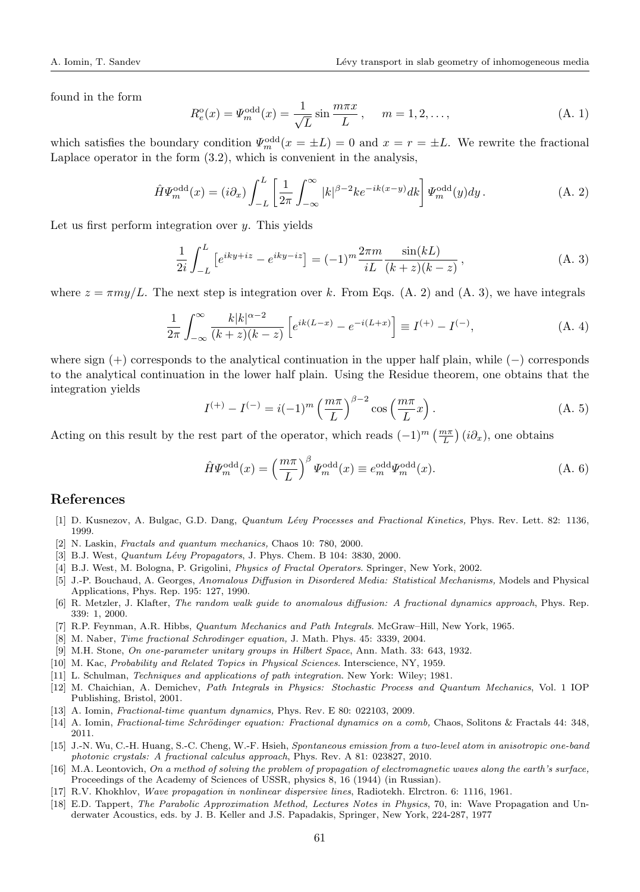found in the form

$$R_e^{\rm o}(x) = \Psi_m^{\rm odd}(x) = \frac{1}{\sqrt{L}}\sin\frac{m\pi x}{L}\,, \qquad m = 1, 2, \ldots, \tag{A. 1}$$

which satisfies the boundary condition $\Psi_m^{\rm odd}(x = \pm L) = 0$ and $x = r = \pm L$. We rewrite the fractional Laplace operator in the form (3.2), which is convenient in the analysis,

$$\hat{H}\Psi_m^{\rm odd}(x) = (i\partial_x)\int_{-L}^{L}\left[\frac{1}{2\pi}\int_{-\infty}^{\infty}|k|^{\beta-2}ke^{-ik(x-y)}dk\right]\Psi_m^{\rm odd}(y)dy\,. \tag{A. 2}$$

Let us first perform integration over $y$. This yields

$$\frac{1}{2i}\int_{-L}^{L}\left[e^{iky+iz} - e^{iky-iz}\right] = (-1)^m\frac{2\pi m}{iL}\frac{\sin(kL)}{(k+z)(k-z)}\,, \tag{A. 3}$$

where $z = \pi my/L$. The next step is integration over $k$. From Eqs. (A. 2) and (A. 3), we have integrals

$$\frac{1}{2\pi}\int_{-\infty}^{\infty}\frac{k|k|^{\alpha-2}}{(k+z)(k-z)}\left[e^{ik(L-x)} - e^{-i(L+x)}\right] \equiv I^{(+)} - I^{(-)}, \tag{A. 4}$$

where sign $(+)$ corresponds to the analytical continuation in the upper half plain, while $(-)$ corresponds to the analytical continuation in the lower half plain. Using the Residue theorem, one obtains that the integration yields

$$I^{(+)} - I^{(-)} = i(-1)^m\left(\frac{m\pi}{L}\right)^{\beta-2}\cos\left(\frac{m\pi}{L}x\right). \tag{A. 5}$$

Acting on this result by the rest part of the operator, which reads $(-1)^m\left(\frac{m\pi}{L}\right)(i\partial_x)$, one obtains

$$\hat{H}\Psi_m^{\rm odd}(x) = \left(\frac{m\pi}{L}\right)^{\beta}\Psi_m^{\rm odd}(x) \equiv e_m^{\rm odd}\Psi_m^{\rm odd}(x). \tag{A. 6}$$

## References

[1] D. Kusnezov, A. Bulgac, G.D. Dang, *Quantum Lévy Processes and Fractional Kinetics,* Phys. Rev. Lett. 82: 1136, 1999.

[2] N. Laskin, *Fractals and quantum mechanics,* Chaos 10: 780, 2000.

[3] B.J. West, *Quantum Lévy Propagators,* J. Phys. Chem. B 104: 3830, 2000.

[4] B.J. West, M. Bologna, P. Grigolini, *Physics of Fractal Operators*. Springer, New York, 2002.

[5] J.-P. Bouchaud, A. Georges, *Anomalous Diffusion in Disordered Media: Statistical Mechanisms,* Models and Physical Applications, Phys. Rep. 195: 127, 1990.

[6] R. Metzler, J. Klafter, *The random walk guide to anomalous diffusion: A fractional dynamics approach*, Phys. Rep. 339: 1, 2000.

[7] R.P. Feynman, A.R. Hibbs, *Quantum Mechanics and Path Integrals*. McGraw–Hill, New York, 1965.

[8] M. Naber, *Time fractional Schrodinger equation,* J. Math. Phys. 45: 3339, 2004.

[9] M.H. Stone, *On one-parameter unitary groups in Hilbert Space*, Ann. Math. 33: 643, 1932.

[10] M. Kac, *Probability and Related Topics in Physical Sciences*. Interscience, NY, 1959.

[11] L. Schulman, *Techniques and applications of path integration*. New York: Wiley; 1981.

[12] M. Chaichian, A. Demichev, *Path Integrals in Physics: Stochastic Process and Quantum Mechanics*, Vol. 1 IOP Publishing, Bristol, 2001.

[13] A. Iomin, *Fractional-time quantum dynamics,* Phys. Rev. E 80: 022103, 2009.

[14] A. Iomin, *Fractional-time Schrödinger equation: Fractional dynamics on a comb,* Chaos, Solitons & Fractals 44: 348, 2011.

[15] J.-N. Wu, C.-H. Huang, S.-C. Cheng, W.-F. Hsieh, *Spontaneous emission from a two-level atom in anisotropic one-band photonic crystals: A fractional calculus approach*, Phys. Rev. A 81: 023827, 2010.

[16] M.A. Leontovich, *On a method of solving the problem of propagation of electromagnetic waves along the earth's surface,* Proceedings of the Academy of Sciences of USSR, physics 8, 16 (1944) (in Russian).

[17] R.V. Khokhlov, *Wave propagation in nonlinear dispersive lines*, Radiotekh. Elrctron. 6: 1116, 1961.

[18] E.D. Tappert, *The Parabolic Approximation Method, Lectures Notes in Physics*, 70, in: Wave Propagation and Underwater Acoustics, eds. by J. B. Keller and J.S. Papadakis, Springer, New York, 224-287, 1977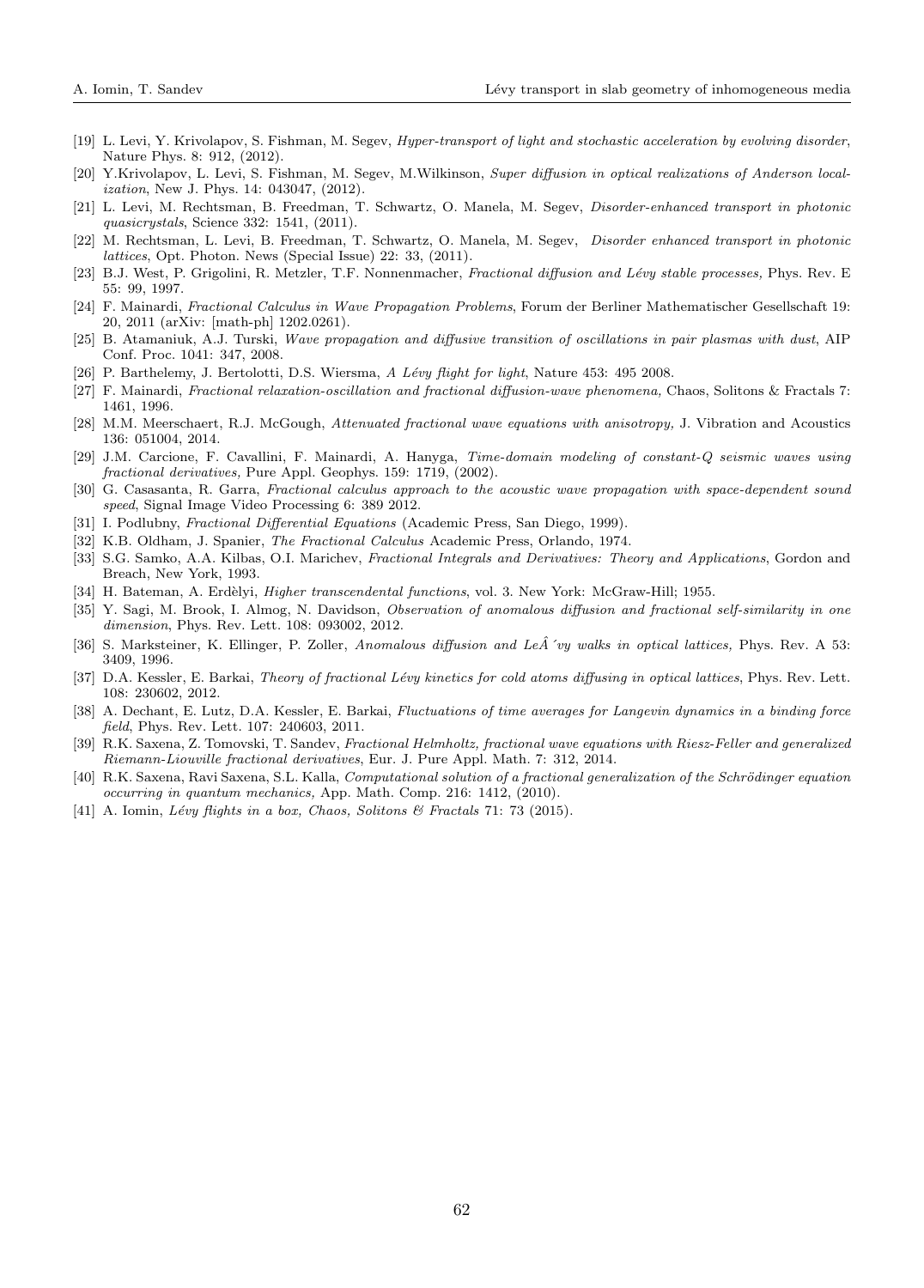[19] L. Levi, Y. Krivolapov, S. Fishman, M. Segev, *Hyper-transport of light and stochastic acceleration by evolving disorder*, Nature Phys. 8: 912, (2012).

[20] Y.Krivolapov, L. Levi, S. Fishman, M. Segev, M.Wilkinson, *Super diffusion in optical realizations of Anderson localization*, New J. Phys. 14: 043047, (2012).

[21] L. Levi, M. Rechtsman, B. Freedman, T. Schwartz, O. Manela, M. Segev, *Disorder-enhanced transport in photonic quasicrystals*, Science 332: 1541, (2011).

[22] M. Rechtsman, L. Levi, B. Freedman, T. Schwartz, O. Manela, M. Segev, *Disorder enhanced transport in photonic lattices*, Opt. Photon. News (Special Issue) 22: 33, (2011).

[23] B.J. West, P. Grigolini, R. Metzler, T.F. Nonnenmacher, *Fractional diffusion and Lévy stable processes,* Phys. Rev. E 55: 99, 1997.

[24] F. Mainardi, *Fractional Calculus in Wave Propagation Problems*, Forum der Berliner Mathematischer Gesellschaft 19: 20, 2011 (arXiv: [math-ph] 1202.0261).

[25] B. Atamaniuk, A.J. Turski, *Wave propagation and diffusive transition of oscillations in pair plasmas with dust*, AIP Conf. Proc. 1041: 347, 2008.

[26] P. Barthelemy, J. Bertolotti, D.S. Wiersma, *A Lévy flight for light*, Nature 453: 495 2008.

[27] F. Mainardi, *Fractional relaxation-oscillation and fractional diffusion-wave phenomena,* Chaos, Solitons & Fractals 7: 1461, 1996.

[28] M.M. Meerschaert, R.J. McGough, *Attenuated fractional wave equations with anisotropy,* J. Vibration and Acoustics 136: 051004, 2014.

[29] J.M. Carcione, F. Cavallini, F. Mainardi, A. Hanyga, *Time-domain modeling of constant-Q seismic waves using fractional derivatives,* Pure Appl. Geophys. 159: 1719, (2002).

[30] G. Casasanta, R. Garra, *Fractional calculus approach to the acoustic wave propagation with space-dependent sound speed*, Signal Image Video Processing 6: 389 2012.

[31] I. Podlubny, *Fractional Differential Equations* (Academic Press, San Diego, 1999).

[32] K.B. Oldham, J. Spanier, *The Fractional Calculus* Academic Press, Orlando, 1974.

[33] S.G. Samko, A.A. Kilbas, O.I. Marichev, *Fractional Integrals and Derivatives: Theory and Applications*, Gordon and Breach, New York, 1993.

[34] H. Bateman, A. Erdèlyi, *Higher transcendental functions*, vol. 3. New York: McGraw-Hill; 1955.

[35] Y. Sagi, M. Brook, I. Almog, N. Davidson, *Observation of anomalous diffusion and fractional self-similarity in one dimension*, Phys. Rev. Lett. 108: 093002, 2012.

[36] S. Marksteiner, K. Ellinger, P. Zoller, *Anomalous diffusion and LeÂ´vy walks in optical lattices,* Phys. Rev. A 53: 3409, 1996.

[37] D.A. Kessler, E. Barkai, *Theory of fractional Lévy kinetics for cold atoms diffusing in optical lattices*, Phys. Rev. Lett. 108: 230602, 2012.

[38] A. Dechant, E. Lutz, D.A. Kessler, E. Barkai, *Fluctuations of time averages for Langevin dynamics in a binding force field*, Phys. Rev. Lett. 107: 240603, 2011.

[39] R.K. Saxena, Z. Tomovski, T. Sandev, *Fractional Helmholtz, fractional wave equations with Riesz-Feller and generalized Riemann-Liouville fractional derivatives*, Eur. J. Pure Appl. Math. 7: 312, 2014.

[40] R.K. Saxena, Ravi Saxena, S.L. Kalla, *Computational solution of a fractional generalization of the Schrödinger equation occurring in quantum mechanics,* App. Math. Comp. 216: 1412, (2010).

[41] A. Iomin, *Lévy flights in a box, Chaos, Solitons & Fractals* 71: 73 (2015).